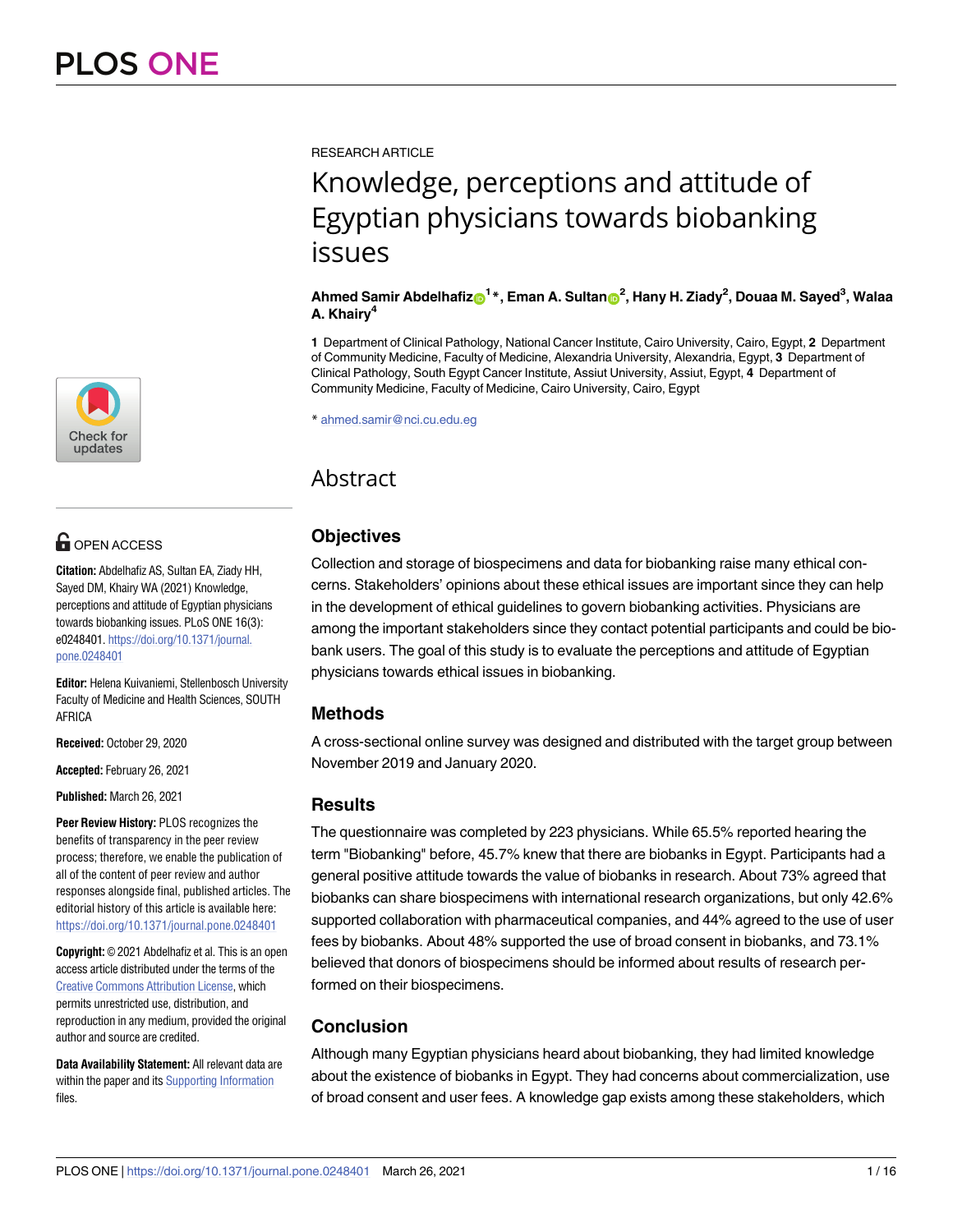RESEARCH ARTICLE

# Knowledge, perceptions and attitude of Egyptian physicians towards biobanking issues

**Ahmed Samir Abdelhafiz[1]*, Eman A. Sultan[2], Hany H. Ziady[2], Douaa M. Sayed[3], Walaa A. Khairy[4]**

**1** Department of Clinical Pathology, National Cancer Institute, Cairo University, Cairo, Egypt, **2** Department of Community Medicine, Faculty of Medicine, Alexandria University, Alexandria, Egypt, **3** Department of Clinical Pathology, South Egypt Cancer Institute, Assiut University, Assiut, Egypt, **4** Department of Community Medicine, Faculty of Medicine, Cairo University, Cairo, Egypt

* ahmed.samir@nci.cu.edu.eg

OPEN ACCESS

**Citation:** Abdelhafiz AS, Sultan EA, Ziady HH, Sayed DM, Khairy WA (2021) Knowledge, perceptions and attitude of Egyptian physicians towards biobanking issues. PLoS ONE 16(3): e0248401. https://doi.org/10.1371/journal.pone.0248401

**Editor:** Helena Kuivaniemi, Stellenbosch University Faculty of Medicine and Health Sciences, SOUTH AFRICA

**Received:** October 29, 2020

**Accepted:** February 26, 2021

**Published:** March 26, 2021

**Peer Review History:** PLOS recognizes the benefits of transparency in the peer review process; therefore, we enable the publication of all of the content of peer review and author responses alongside final, published articles. The editorial history of this article is available here: https://doi.org/10.1371/journal.pone.0248401

**Copyright:** © 2021 Abdelhafiz et al. This is an open access article distributed under the terms of the Creative Commons Attribution License, which permits unrestricted use, distribution, and reproduction in any medium, provided the original author and source are credited.

**Data Availability Statement:** All relevant data are within the paper and its Supporting Information files.

## Abstract

### Objectives

Collection and storage of biospecimens and data for biobanking raise many ethical concerns. Stakeholders' opinions about these ethical issues are important since they can help in the development of ethical guidelines to govern biobanking activities. Physicians are among the important stakeholders since they contact potential participants and could be biobank users. The goal of this study is to evaluate the perceptions and attitude of Egyptian physicians towards ethical issues in biobanking.

### Methods

A cross-sectional online survey was designed and distributed with the target group between November 2019 and January 2020.

### Results

The questionnaire was completed by 223 physicians. While 65.5% reported hearing the term "Biobanking" before, 45.7% knew that there are biobanks in Egypt. Participants had a general positive attitude towards the value of biobanks in research. About 73% agreed that biobanks can share biospecimens with international research organizations, but only 42.6% supported collaboration with pharmaceutical companies, and 44% agreed to the use of user fees by biobanks. About 48% supported the use of broad consent in biobanks, and 73.1% believed that donors of biospecimens should be informed about results of research performed on their biospecimens.

### Conclusion

Although many Egyptian physicians heard about biobanking, they had limited knowledge about the existence of biobanks in Egypt. They had concerns about commercialization, use of broad consent and user fees. A knowledge gap exists among these stakeholders, which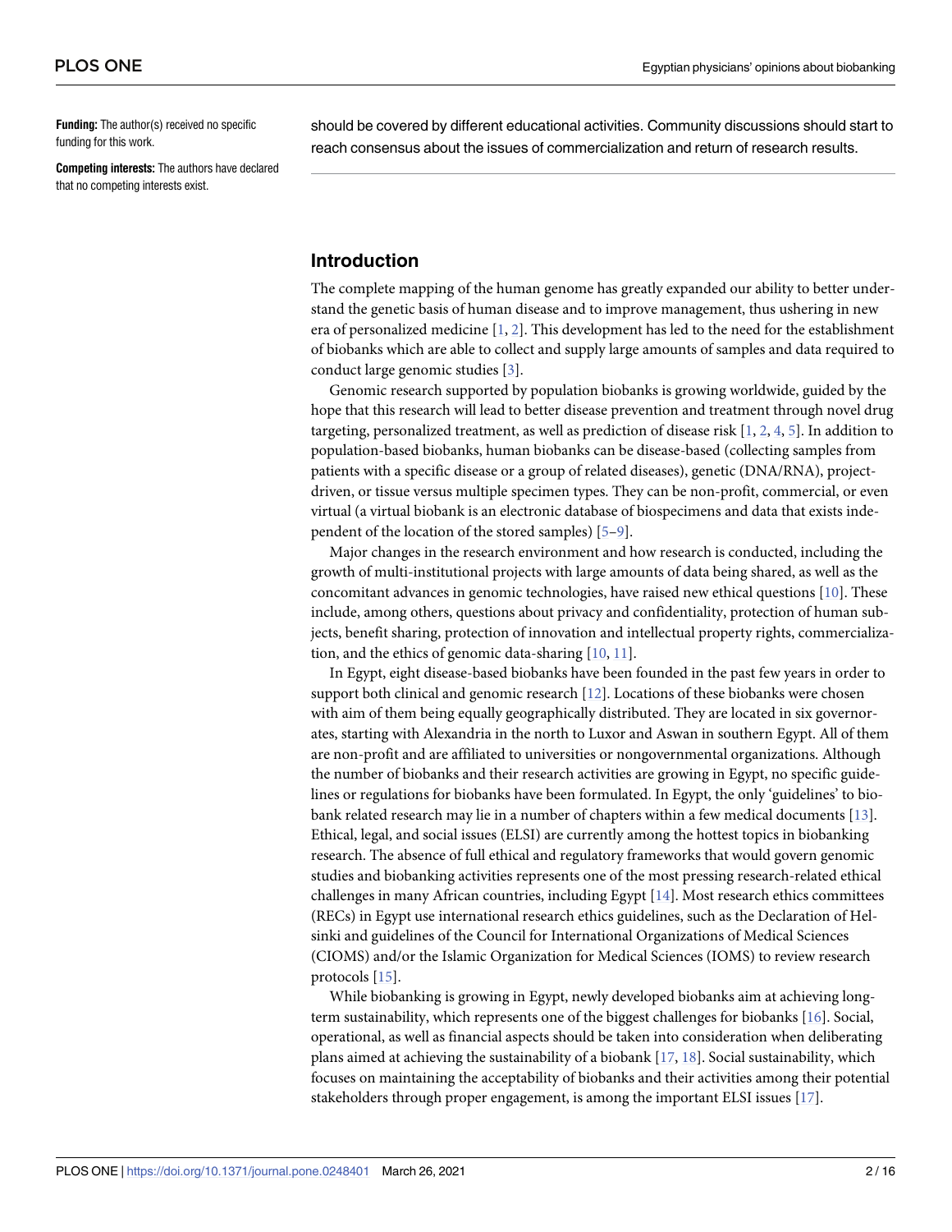**Funding:** The author(s) received no specific funding for this work.

**Competing interests:** The authors have declared that no competing interests exist.

should be covered by different educational activities. Community discussions should start to reach consensus about the issues of commercialization and return of research results.

## Introduction

The complete mapping of the human genome has greatly expanded our ability to better understand the genetic basis of human disease and to improve management, thus ushering in new era of personalized medicine [1, 2]. This development has led to the need for the establishment of biobanks which are able to collect and supply large amounts of samples and data required to conduct large genomic studies [3].

Genomic research supported by population biobanks is growing worldwide, guided by the hope that this research will lead to better disease prevention and treatment through novel drug targeting, personalized treatment, as well as prediction of disease risk [1, 2, 4, 5]. In addition to population-based biobanks, human biobanks can be disease-based (collecting samples from patients with a specific disease or a group of related diseases), genetic (DNA/RNA), project-driven, or tissue versus multiple specimen types. They can be non-profit, commercial, or even virtual (a virtual biobank is an electronic database of biospecimens and data that exists independent of the location of the stored samples) [5–9].

Major changes in the research environment and how research is conducted, including the growth of multi-institutional projects with large amounts of data being shared, as well as the concomitant advances in genomic technologies, have raised new ethical questions [10]. These include, among others, questions about privacy and confidentiality, protection of human subjects, benefit sharing, protection of innovation and intellectual property rights, commercialization, and the ethics of genomic data-sharing [10, 11].

In Egypt, eight disease-based biobanks have been founded in the past few years in order to support both clinical and genomic research [12]. Locations of these biobanks were chosen with aim of them being equally geographically distributed. They are located in six governorates, starting with Alexandria in the north to Luxor and Aswan in southern Egypt. All of them are non-profit and are affiliated to universities or nongovernmental organizations. Although the number of biobanks and their research activities are growing in Egypt, no specific guidelines or regulations for biobanks have been formulated. In Egypt, the only 'guidelines' to biobank related research may lie in a number of chapters within a few medical documents [13]. Ethical, legal, and social issues (ELSI) are currently among the hottest topics in biobanking research. The absence of full ethical and regulatory frameworks that would govern genomic studies and biobanking activities represents one of the most pressing research-related ethical challenges in many African countries, including Egypt [14]. Most research ethics committees (RECs) in Egypt use international research ethics guidelines, such as the Declaration of Helsinki and guidelines of the Council for International Organizations of Medical Sciences (CIOMS) and/or the Islamic Organization for Medical Sciences (IOMS) to review research protocols [15].

While biobanking is growing in Egypt, newly developed biobanks aim at achieving long-term sustainability, which represents one of the biggest challenges for biobanks [16]. Social, operational, as well as financial aspects should be taken into consideration when deliberating plans aimed at achieving the sustainability of a biobank [17, 18]. Social sustainability, which focuses on maintaining the acceptability of biobanks and their activities among their potential stakeholders through proper engagement, is among the important ELSI issues [17].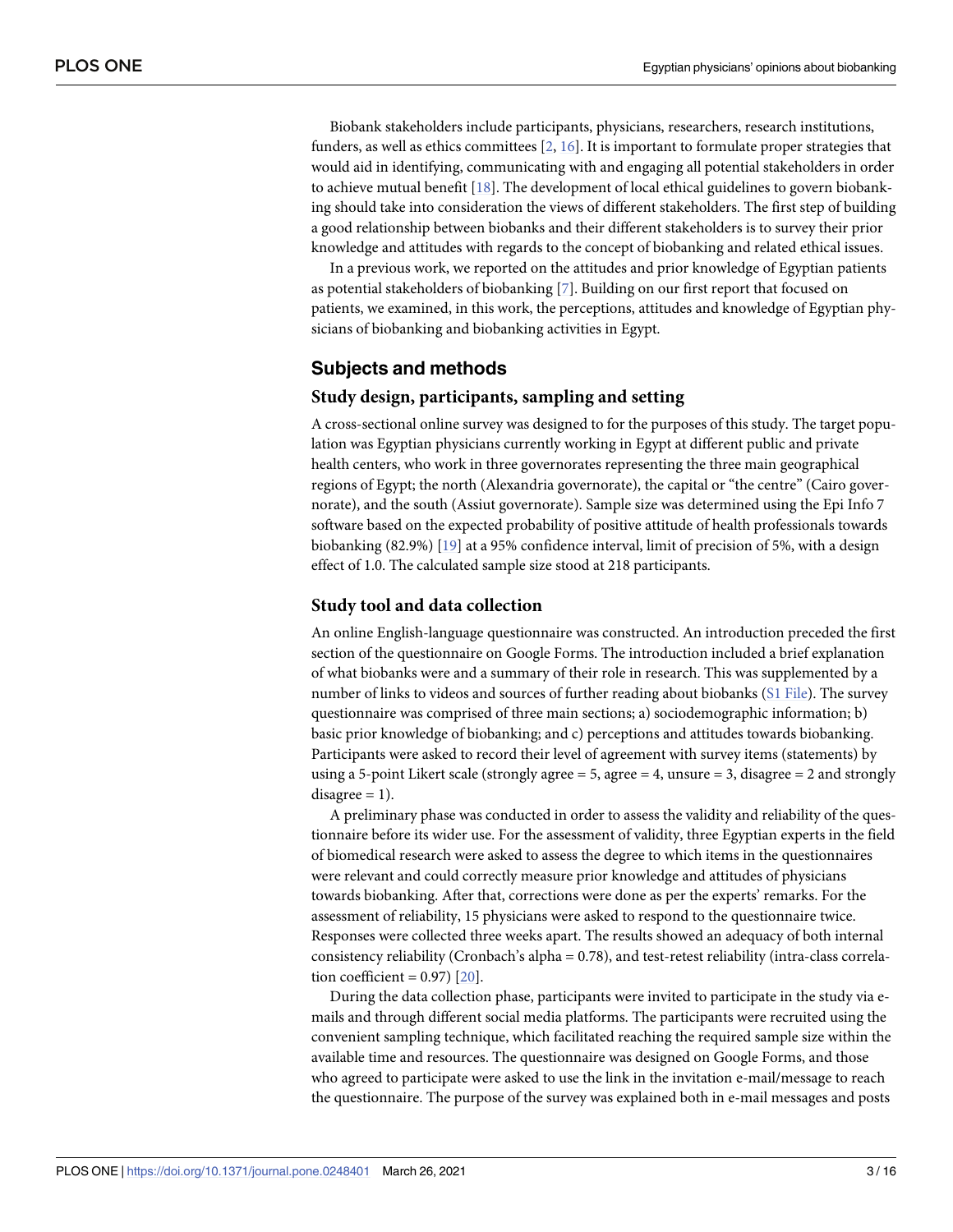Biobank stakeholders include participants, physicians, researchers, research institutions, funders, as well as ethics committees [2, 16]. It is important to formulate proper strategies that would aid in identifying, communicating with and engaging all potential stakeholders in order to achieve mutual benefit [18]. The development of local ethical guidelines to govern biobanking should take into consideration the views of different stakeholders. The first step of building a good relationship between biobanks and their different stakeholders is to survey their prior knowledge and attitudes with regards to the concept of biobanking and related ethical issues.

In a previous work, we reported on the attitudes and prior knowledge of Egyptian patients as potential stakeholders of biobanking [7]. Building on our first report that focused on patients, we examined, in this work, the perceptions, attitudes and knowledge of Egyptian physicians of biobanking and biobanking activities in Egypt.

## Subjects and methods

### Study design, participants, sampling and setting

A cross-sectional online survey was designed to for the purposes of this study. The target population was Egyptian physicians currently working in Egypt at different public and private health centers, who work in three governorates representing the three main geographical regions of Egypt; the north (Alexandria governorate), the capital or "the centre" (Cairo governorate), and the south (Assiut governorate). Sample size was determined using the Epi Info 7 software based on the expected probability of positive attitude of health professionals towards biobanking (82.9%) [19] at a 95% confidence interval, limit of precision of 5%, with a design effect of 1.0. The calculated sample size stood at 218 participants.

### Study tool and data collection

An online English-language questionnaire was constructed. An introduction preceded the first section of the questionnaire on Google Forms. The introduction included a brief explanation of what biobanks were and a summary of their role in research. This was supplemented by a number of links to videos and sources of further reading about biobanks (S1 File). The survey questionnaire was comprised of three main sections; a) sociodemographic information; b) basic prior knowledge of biobanking; and c) perceptions and attitudes towards biobanking. Participants were asked to record their level of agreement with survey items (statements) by using a 5-point Likert scale (strongly agree = 5, agree = 4, unsure = 3, disagree = 2 and strongly disagree = 1).

A preliminary phase was conducted in order to assess the validity and reliability of the questionnaire before its wider use. For the assessment of validity, three Egyptian experts in the field of biomedical research were asked to assess the degree to which items in the questionnaires were relevant and could correctly measure prior knowledge and attitudes of physicians towards biobanking. After that, corrections were done as per the experts' remarks. For the assessment of reliability, 15 physicians were asked to respond to the questionnaire twice. Responses were collected three weeks apart. The results showed an adequacy of both internal consistency reliability (Cronbach's alpha = 0.78), and test-retest reliability (intra-class correlation coefficient = 0.97) [20].

During the data collection phase, participants were invited to participate in the study via e-mails and through different social media platforms. The participants were recruited using the convenient sampling technique, which facilitated reaching the required sample size within the available time and resources. The questionnaire was designed on Google Forms, and those who agreed to participate were asked to use the link in the invitation e-mail/message to reach the questionnaire. The purpose of the survey was explained both in e-mail messages and posts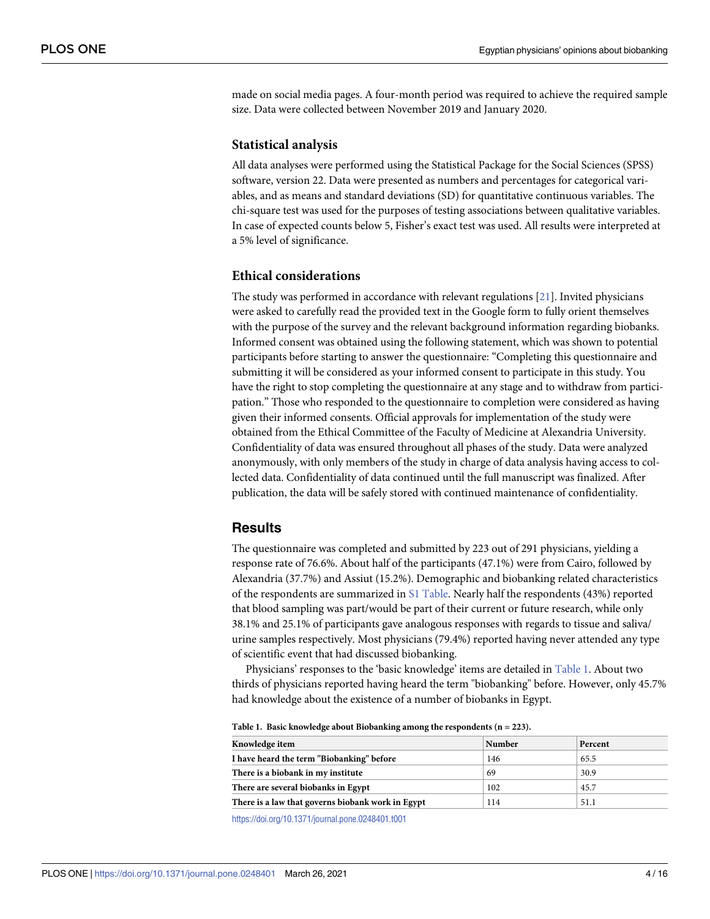made on social media pages. A four-month period was required to achieve the required sample size. Data were collected between November 2019 and January 2020.

### Statistical analysis

All data analyses were performed using the Statistical Package for the Social Sciences (SPSS) software, version 22. Data were presented as numbers and percentages for categorical variables, and as means and standard deviations (SD) for quantitative continuous variables. The chi-square test was used for the purposes of testing associations between qualitative variables. In case of expected counts below 5, Fisher's exact test was used. All results were interpreted at a 5% level of significance.

### Ethical considerations

The study was performed in accordance with relevant regulations [21]. Invited physicians were asked to carefully read the provided text in the Google form to fully orient themselves with the purpose of the survey and the relevant background information regarding biobanks. Informed consent was obtained using the following statement, which was shown to potential participants before starting to answer the questionnaire: "Completing this questionnaire and submitting it will be considered as your informed consent to participate in this study. You have the right to stop completing the questionnaire at any stage and to withdraw from participation." Those who responded to the questionnaire to completion were considered as having given their informed consents. Official approvals for implementation of the study were obtained from the Ethical Committee of the Faculty of Medicine at Alexandria University. Confidentiality of data was ensured throughout all phases of the study. Data were analyzed anonymously, with only members of the study in charge of data analysis having access to collected data. Confidentiality of data continued until the full manuscript was finalized. After publication, the data will be safely stored with continued maintenance of confidentiality.

## Results

The questionnaire was completed and submitted by 223 out of 291 physicians, yielding a response rate of 76.6%. About half of the participants (47.1%) were from Cairo, followed by Alexandria (37.7%) and Assiut (15.2%). Demographic and biobanking related characteristics of the respondents are summarized in S1 Table. Nearly half the respondents (43%) reported that blood sampling was part/would be part of their current or future research, while only 38.1% and 25.1% of participants gave analogous responses with regards to tissue and saliva/urine samples respectively. Most physicians (79.4%) reported having never attended any type of scientific event that had discussed biobanking.

Physicians' responses to the 'basic knowledge' items are detailed in Table 1. About two thirds of physicians reported having heard the term "biobanking" before. However, only 45.7% had knowledge about the existence of a number of biobanks in Egypt.

**Table 1. Basic knowledge about Biobanking among the respondents (n = 223).**

| Knowledge item | Number | Percent |
|---|---|---|
| **I have heard the term "Biobanking" before** | 146 | 65.5 |
| **There is a biobank in my institute** | 69 | 30.9 |
| **There are several biobanks in Egypt** | 102 | 45.7 |
| **There is a law that governs biobank work in Egypt** | 114 | 51.1 |

https://doi.org/10.1371/journal.pone.0248401.t001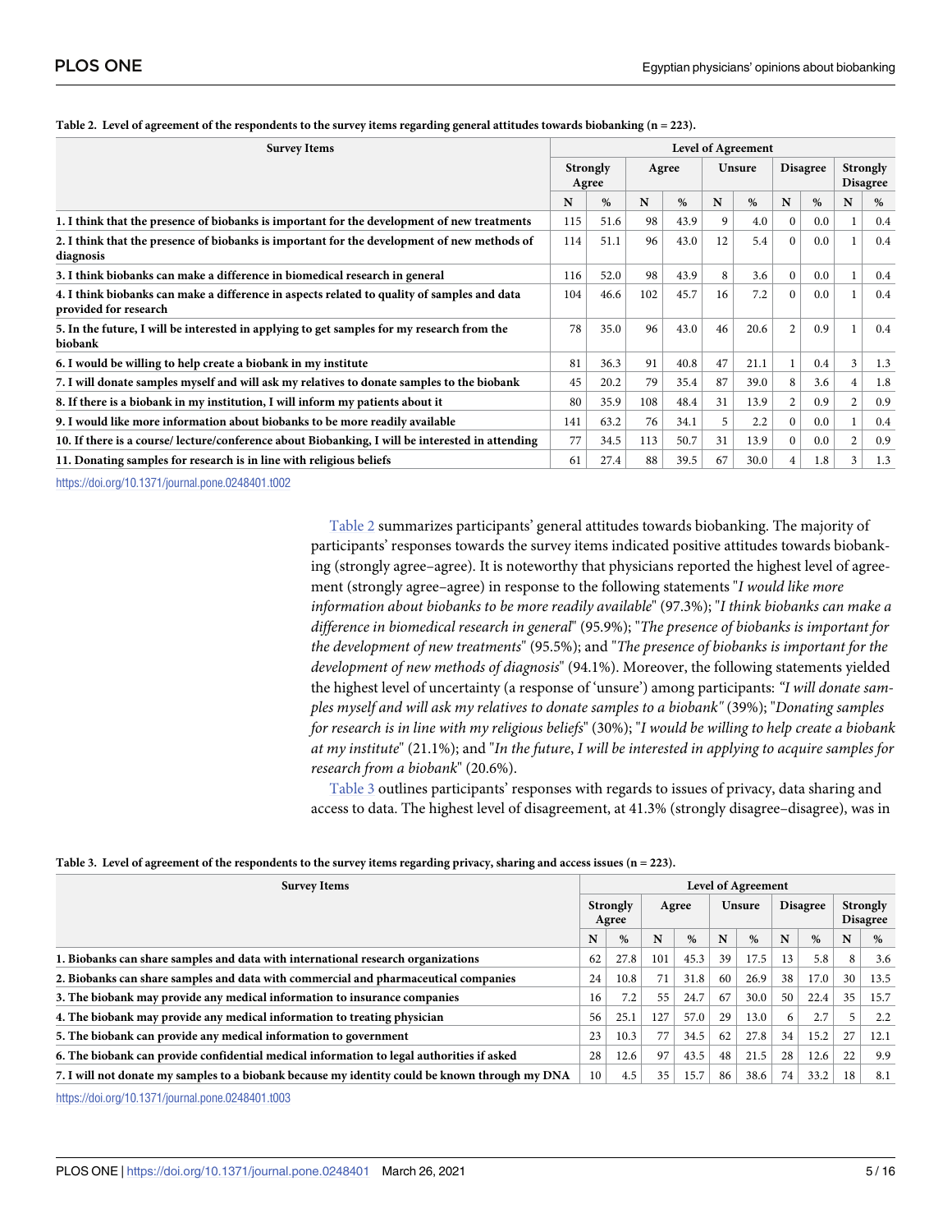**Table 2. Level of agreement of the respondents to the survey items regarding general attitudes towards biobanking (n = 223).**

| Survey Items | Level of Agreement | | | | | | | | | |
|---|---|---|---|---|---|---|---|---|---|---|
| | Strongly Agree | | Agree | | Unsure | | Disagree | | Strongly Disagree | |
| | N | % | N | % | N | % | N | % | N | % |
| 1. I think that the presence of biobanks is important for the development of new treatments | 115 | 51.6 | 98 | 43.9 | 9 | 4.0 | 0 | 0.0 | 1 | 0.4 |
| 2. I think that the presence of biobanks is important for the development of new methods of diagnosis | 114 | 51.1 | 96 | 43.0 | 12 | 5.4 | 0 | 0.0 | 1 | 0.4 |
| 3. I think biobanks can make a difference in biomedical research in general | 116 | 52.0 | 98 | 43.9 | 8 | 3.6 | 0 | 0.0 | 1 | 0.4 |
| 4. I think biobanks can make a difference in aspects related to quality of samples and data provided for research | 104 | 46.6 | 102 | 45.7 | 16 | 7.2 | 0 | 0.0 | 1 | 0.4 |
| 5. In the future, I will be interested in applying to get samples for my research from the biobank | 78 | 35.0 | 96 | 43.0 | 46 | 20.6 | 2 | 0.9 | 1 | 0.4 |
| 6. I would be willing to help create a biobank in my institute | 81 | 36.3 | 91 | 40.8 | 47 | 21.1 | 1 | 0.4 | 3 | 1.3 |
| 7. I will donate samples myself and will ask my relatives to donate samples to the biobank | 45 | 20.2 | 79 | 35.4 | 87 | 39.0 | 8 | 3.6 | 4 | 1.8 |
| 8. If there is a biobank in my institution, I will inform my patients about it | 80 | 35.9 | 108 | 48.4 | 31 | 13.9 | 2 | 0.9 | 2 | 0.9 |
| 9. I would like more information about biobanks to be more readily available | 141 | 63.2 | 76 | 34.1 | 5 | 2.2 | 0 | 0.0 | 1 | 0.4 |
| 10. If there is a course/ lecture/conference about Biobanking, I will be interested in attending | 77 | 34.5 | 113 | 50.7 | 31 | 13.9 | 0 | 0.0 | 2 | 0.9 |
| 11. Donating samples for research is in line with religious beliefs | 61 | 27.4 | 88 | 39.5 | 67 | 30.0 | 4 | 1.8 | 3 | 1.3 |

https://doi.org/10.1371/journal.pone.0248401.t002

Table 2 summarizes participants' general attitudes towards biobanking. The majority of participants' responses towards the survey items indicated positive attitudes towards biobanking (strongly agree–agree). It is noteworthy that physicians reported the highest level of agreement (strongly agree–agree) in response to the following statements "*I would like more information about biobanks to be more readily available*" (97.3%); "*I think biobanks can make a difference in biomedical research in general*" (95.9%); "*The presence of biobanks is important for the development of new treatments*" (95.5%); and "*The presence of biobanks is important for the development of new methods of diagnosis*" (94.1%). Moreover, the following statements yielded the highest level of uncertainty (a response of 'unsure') among participants: *"I will donate samples myself and will ask my relatives to donate samples to a biobank"* (39%); "*Donating samples for research is in line with my religious beliefs*" (30%); "*I would be willing to help create a biobank at my institute*" (21.1%); and "*In the future, I will be interested in applying to acquire samples for research from a biobank*" (20.6%).

Table 3 outlines participants' responses with regards to issues of privacy, data sharing and access to data. The highest level of disagreement, at 41.3% (strongly disagree–disagree), was in

**Table 3. Level of agreement of the respondents to the survey items regarding privacy, sharing and access issues (n = 223).**

| Survey Items | Level of Agreement | | | | | | | | | |
|---|---|---|---|---|---|---|---|---|---|---|
| | Strongly Agree | | Agree | | Unsure | | Disagree | | Strongly Disagree | |
| | N | % | N | % | N | % | N | % | N | % |
| 1. Biobanks can share samples and data with international research organizations | 62 | 27.8 | 101 | 45.3 | 39 | 17.5 | 13 | 5.8 | 8 | 3.6 |
| 2. Biobanks can share samples and data with commercial and pharmaceutical companies | 24 | 10.8 | 71 | 31.8 | 60 | 26.9 | 38 | 17.0 | 30 | 13.5 |
| 3. The biobank may provide any medical information to insurance companies | 16 | 7.2 | 55 | 24.7 | 67 | 30.0 | 50 | 22.4 | 35 | 15.7 |
| 4. The biobank may provide any medical information to treating physician | 56 | 25.1 | 127 | 57.0 | 29 | 13.0 | 6 | 2.7 | 5 | 2.2 |
| 5. The biobank can provide any medical information to government | 23 | 10.3 | 77 | 34.5 | 62 | 27.8 | 34 | 15.2 | 27 | 12.1 |
| 6. The biobank can provide confidential medical information to legal authorities if asked | 28 | 12.6 | 97 | 43.5 | 48 | 21.5 | 28 | 12.6 | 22 | 9.9 |
| 7. I will not donate my samples to a biobank because my identity could be known through my DNA | 10 | 4.5 | 35 | 15.7 | 86 | 38.6 | 74 | 33.2 | 18 | 8.1 |

https://doi.org/10.1371/journal.pone.0248401.t003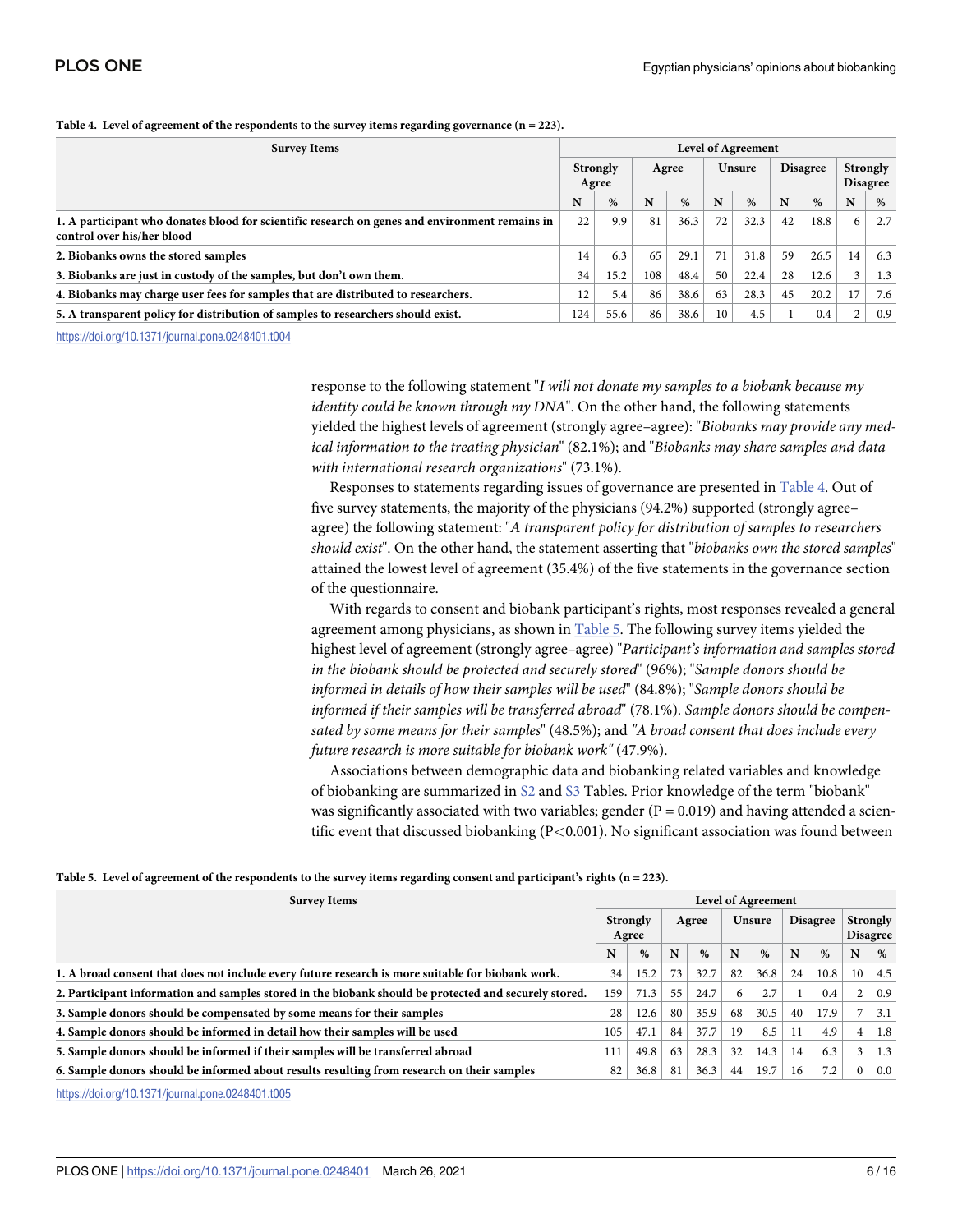**Table 4. Level of agreement of the respondents to the survey items regarding governance (n = 223).**

| Survey Items | Level of Agreement | | | | | | | | | |
|---|---|---|---|---|---|---|---|---|---|---|
| | Strongly Agree | | Agree | | Unsure | | Disagree | | Strongly Disagree | |
| | N | % | N | % | N | % | N | % | N | % |
| **1. A participant who donates blood for scientific research on genes and environment remains in control over his/her blood** | 22 | 9.9 | 81 | 36.3 | 72 | 32.3 | 42 | 18.8 | 6 | 2.7 |
| **2. Biobanks owns the stored samples** | 14 | 6.3 | 65 | 29.1 | 71 | 31.8 | 59 | 26.5 | 14 | 6.3 |
| **3. Biobanks are just in custody of the samples, but don't own them.** | 34 | 15.2 | 108 | 48.4 | 50 | 22.4 | 28 | 12.6 | 3 | 1.3 |
| **4. Biobanks may charge user fees for samples that are distributed to researchers.** | 12 | 5.4 | 86 | 38.6 | 63 | 28.3 | 45 | 20.2 | 17 | 7.6 |
| **5. A transparent policy for distribution of samples to researchers should exist.** | 124 | 55.6 | 86 | 38.6 | 10 | 4.5 | 1 | 0.4 | 2 | 0.9 |

https://doi.org/10.1371/journal.pone.0248401.t004

response to the following statement "*I will not donate my samples to a biobank because my identity could be known through my DNA*". On the other hand, the following statements yielded the highest levels of agreement (strongly agree–agree): "*Biobanks may provide any medical information to the treating physician*" (82.1%); and "*Biobanks may share samples and data with international research organizations*" (73.1%).

Responses to statements regarding issues of governance are presented in Table 4. Out of five survey statements, the majority of the physicians (94.2%) supported (strongly agree–agree) the following statement: "*A transparent policy for distribution of samples to researchers should exist*". On the other hand, the statement asserting that "*biobanks own the stored samples*" attained the lowest level of agreement (35.4%) of the five statements in the governance section of the questionnaire.

With regards to consent and biobank participant's rights, most responses revealed a general agreement among physicians, as shown in Table 5. The following survey items yielded the highest level of agreement (strongly agree–agree) "*Participant's information and samples stored in the biobank should be protected and securely stored*" (96%); "*Sample donors should be informed in details of how their samples will be used*" (84.8%); "*Sample donors should be informed if their samples will be transferred abroad*" (78.1%). *Sample donors should be compensated by some means for their samples*" (48.5%); and *"A broad consent that does include every future research is more suitable for biobank work"* (47.9%).

Associations between demographic data and biobanking related variables and knowledge of biobanking are summarized in S2 and S3 Tables. Prior knowledge of the term "biobank" was significantly associated with two variables; gender (P = 0.019) and having attended a scientific event that discussed biobanking (P<0.001). No significant association was found between

**Table 5. Level of agreement of the respondents to the survey items regarding consent and participant's rights (n = 223).**

| Survey Items | Level of Agreement | | | | | | | | | |
|---|---|---|---|---|---|---|---|---|---|---|
| | Strongly Agree | | Agree | | Unsure | | Disagree | | Strongly Disagree | |
| | N | % | N | % | N | % | N | % | N | % |
| **1. A broad consent that does not include every future research is more suitable for biobank work.** | 34 | 15.2 | 73 | 32.7 | 82 | 36.8 | 24 | 10.8 | 10 | 4.5 |
| **2. Participant information and samples stored in the biobank should be protected and securely stored.** | 159 | 71.3 | 55 | 24.7 | 6 | 2.7 | 1 | 0.4 | 2 | 0.9 |
| **3. Sample donors should be compensated by some means for their samples** | 28 | 12.6 | 80 | 35.9 | 68 | 30.5 | 40 | 17.9 | 7 | 3.1 |
| **4. Sample donors should be informed in detail how their samples will be used** | 105 | 47.1 | 84 | 37.7 | 19 | 8.5 | 11 | 4.9 | 4 | 1.8 |
| **5. Sample donors should be informed if their samples will be transferred abroad** | 111 | 49.8 | 63 | 28.3 | 32 | 14.3 | 14 | 6.3 | 3 | 1.3 |
| **6. Sample donors should be informed about results resulting from research on their samples** | 82 | 36.8 | 81 | 36.3 | 44 | 19.7 | 16 | 7.2 | 0 | 0.0 |

https://doi.org/10.1371/journal.pone.0248401.t005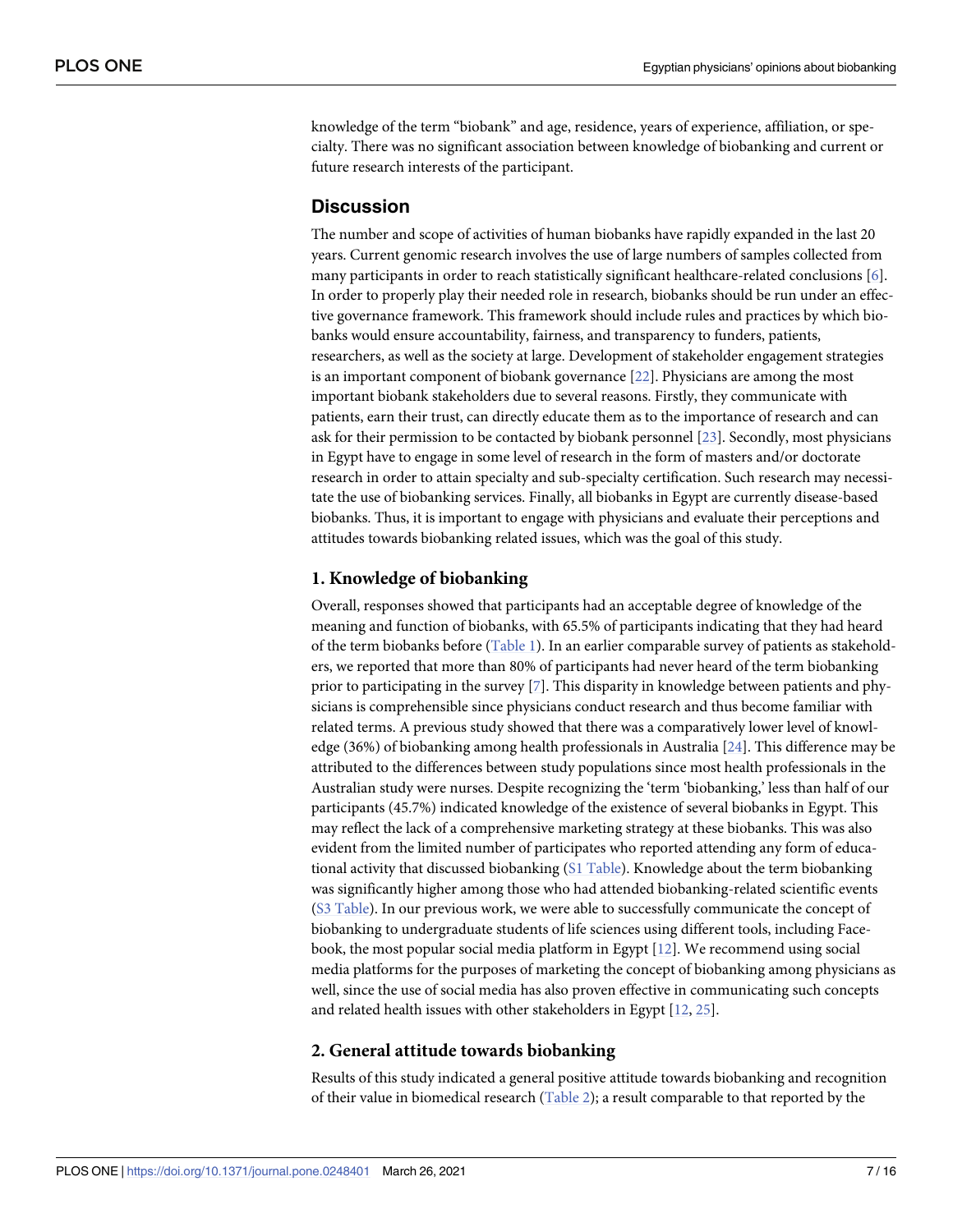knowledge of the term "biobank" and age, residence, years of experience, affiliation, or specialty. There was no significant association between knowledge of biobanking and current or future research interests of the participant.

## Discussion

The number and scope of activities of human biobanks have rapidly expanded in the last 20 years. Current genomic research involves the use of large numbers of samples collected from many participants in order to reach statistically significant healthcare-related conclusions [6]. In order to properly play their needed role in research, biobanks should be run under an effective governance framework. This framework should include rules and practices by which biobanks would ensure accountability, fairness, and transparency to funders, patients, researchers, as well as the society at large. Development of stakeholder engagement strategies is an important component of biobank governance [22]. Physicians are among the most important biobank stakeholders due to several reasons. Firstly, they communicate with patients, earn their trust, can directly educate them as to the importance of research and can ask for their permission to be contacted by biobank personnel [23]. Secondly, most physicians in Egypt have to engage in some level of research in the form of masters and/or doctorate research in order to attain specialty and sub-specialty certification. Such research may necessitate the use of biobanking services. Finally, all biobanks in Egypt are currently disease-based biobanks. Thus, it is important to engage with physicians and evaluate their perceptions and attitudes towards biobanking related issues, which was the goal of this study.

### 1. Knowledge of biobanking

Overall, responses showed that participants had an acceptable degree of knowledge of the meaning and function of biobanks, with 65.5% of participants indicating that they had heard of the term biobanks before (Table 1). In an earlier comparable survey of patients as stakeholders, we reported that more than 80% of participants had never heard of the term biobanking prior to participating in the survey [7]. This disparity in knowledge between patients and physicians is comprehensible since physicians conduct research and thus become familiar with related terms. A previous study showed that there was a comparatively lower level of knowledge (36%) of biobanking among health professionals in Australia [24]. This difference may be attributed to the differences between study populations since most health professionals in the Australian study were nurses. Despite recognizing the 'term 'biobanking,' less than half of our participants (45.7%) indicated knowledge of the existence of several biobanks in Egypt. This may reflect the lack of a comprehensive marketing strategy at these biobanks. This was also evident from the limited number of participates who reported attending any form of educational activity that discussed biobanking (S1 Table). Knowledge about the term biobanking was significantly higher among those who had attended biobanking-related scientific events (S3 Table). In our previous work, we were able to successfully communicate the concept of biobanking to undergraduate students of life sciences using different tools, including Facebook, the most popular social media platform in Egypt [12]. We recommend using social media platforms for the purposes of marketing the concept of biobanking among physicians as well, since the use of social media has also proven effective in communicating such concepts and related health issues with other stakeholders in Egypt [12, 25].

### 2. General attitude towards biobanking

Results of this study indicated a general positive attitude towards biobanking and recognition of their value in biomedical research (Table 2); a result comparable to that reported by the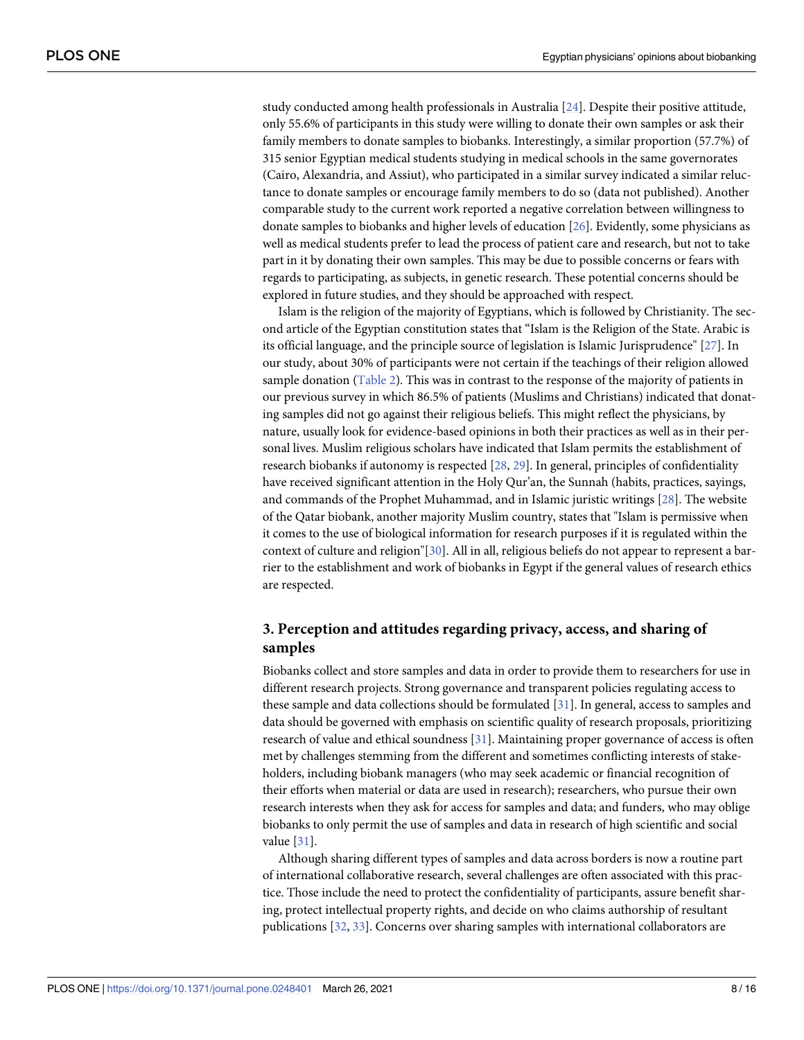study conducted among health professionals in Australia [24]. Despite their positive attitude, only 55.6% of participants in this study were willing to donate their own samples or ask their family members to donate samples to biobanks. Interestingly, a similar proportion (57.7%) of 315 senior Egyptian medical students studying in medical schools in the same governorates (Cairo, Alexandria, and Assiut), who participated in a similar survey indicated a similar reluctance to donate samples or encourage family members to do so (data not published). Another comparable study to the current work reported a negative correlation between willingness to donate samples to biobanks and higher levels of education [26]. Evidently, some physicians as well as medical students prefer to lead the process of patient care and research, but not to take part in it by donating their own samples. This may be due to possible concerns or fears with regards to participating, as subjects, in genetic research. These potential concerns should be explored in future studies, and they should be approached with respect.

Islam is the religion of the majority of Egyptians, which is followed by Christianity. The second article of the Egyptian constitution states that "Islam is the Religion of the State. Arabic is its official language, and the principle source of legislation is Islamic Jurisprudence" [27]. In our study, about 30% of participants were not certain if the teachings of their religion allowed sample donation (Table 2). This was in contrast to the response of the majority of patients in our previous survey in which 86.5% of patients (Muslims and Christians) indicated that donating samples did not go against their religious beliefs. This might reflect the physicians, by nature, usually look for evidence-based opinions in both their practices as well as in their personal lives. Muslim religious scholars have indicated that Islam permits the establishment of research biobanks if autonomy is respected [28, 29]. In general, principles of confidentiality have received significant attention in the Holy Qur'an, the Sunnah (habits, practices, sayings, and commands of the Prophet Muhammad, and in Islamic juristic writings [28]. The website of the Qatar biobank, another majority Muslim country, states that "Islam is permissive when it comes to the use of biological information for research purposes if it is regulated within the context of culture and religion"[30]. All in all, religious beliefs do not appear to represent a barrier to the establishment and work of biobanks in Egypt if the general values of research ethics are respected.

## 3. Perception and attitudes regarding privacy, access, and sharing of samples

Biobanks collect and store samples and data in order to provide them to researchers for use in different research projects. Strong governance and transparent policies regulating access to these sample and data collections should be formulated [31]. In general, access to samples and data should be governed with emphasis on scientific quality of research proposals, prioritizing research of value and ethical soundness [31]. Maintaining proper governance of access is often met by challenges stemming from the different and sometimes conflicting interests of stakeholders, including biobank managers (who may seek academic or financial recognition of their efforts when material or data are used in research); researchers, who pursue their own research interests when they ask for access for samples and data; and funders, who may oblige biobanks to only permit the use of samples and data in research of high scientific and social value [31].

Although sharing different types of samples and data across borders is now a routine part of international collaborative research, several challenges are often associated with this practice. Those include the need to protect the confidentiality of participants, assure benefit sharing, protect intellectual property rights, and decide on who claims authorship of resultant publications [32, 33]. Concerns over sharing samples with international collaborators are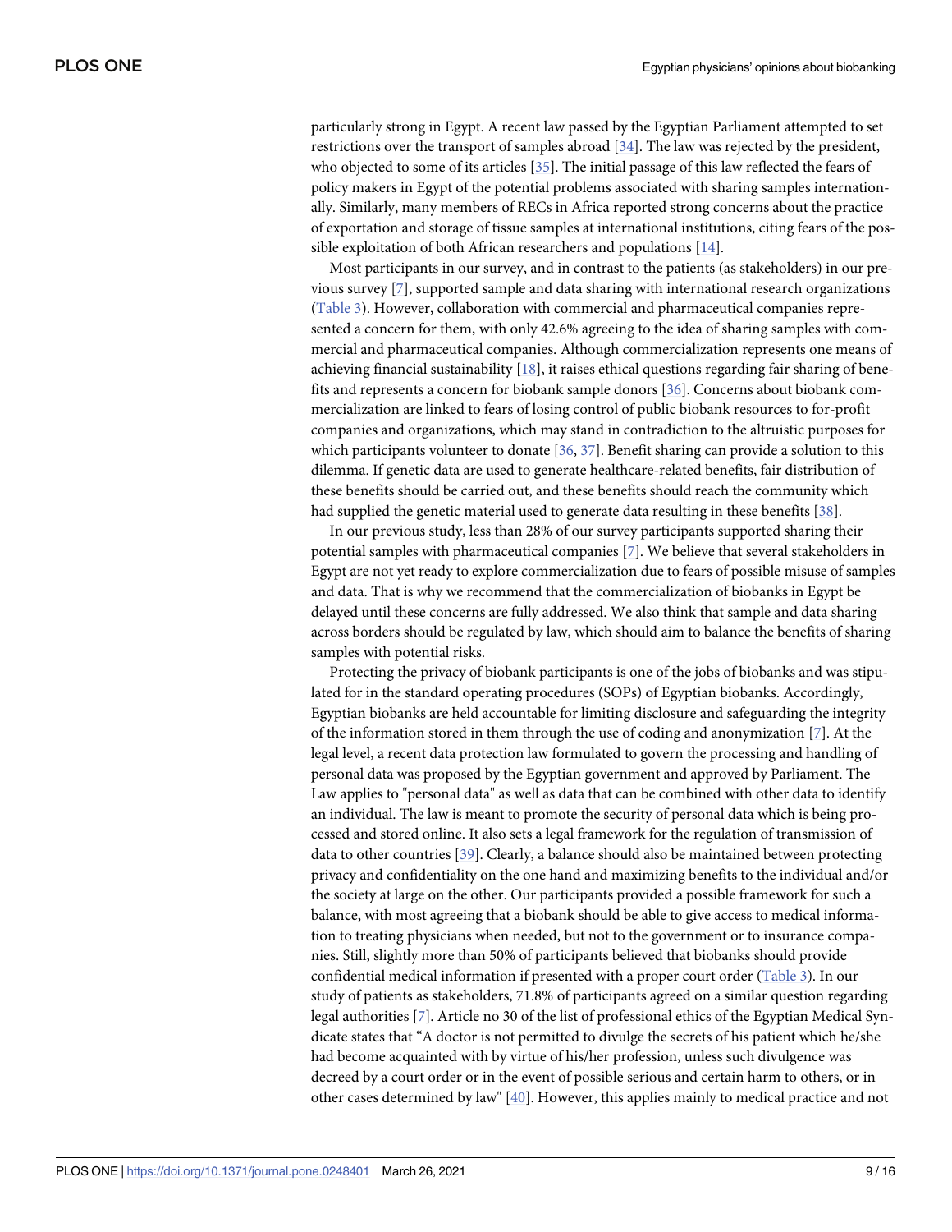particularly strong in Egypt. A recent law passed by the Egyptian Parliament attempted to set restrictions over the transport of samples abroad [34]. The law was rejected by the president, who objected to some of its articles [35]. The initial passage of this law reflected the fears of policy makers in Egypt of the potential problems associated with sharing samples internationally. Similarly, many members of RECs in Africa reported strong concerns about the practice of exportation and storage of tissue samples at international institutions, citing fears of the possible exploitation of both African researchers and populations [14].

Most participants in our survey, and in contrast to the patients (as stakeholders) in our previous survey [7], supported sample and data sharing with international research organizations (Table 3). However, collaboration with commercial and pharmaceutical companies represented a concern for them, with only 42.6% agreeing to the idea of sharing samples with commercial and pharmaceutical companies. Although commercialization represents one means of achieving financial sustainability [18], it raises ethical questions regarding fair sharing of benefits and represents a concern for biobank sample donors [36]. Concerns about biobank commercialization are linked to fears of losing control of public biobank resources to for-profit companies and organizations, which may stand in contradiction to the altruistic purposes for which participants volunteer to donate [36, 37]. Benefit sharing can provide a solution to this dilemma. If genetic data are used to generate healthcare-related benefits, fair distribution of these benefits should be carried out, and these benefits should reach the community which had supplied the genetic material used to generate data resulting in these benefits [38].

In our previous study, less than 28% of our survey participants supported sharing their potential samples with pharmaceutical companies [7]. We believe that several stakeholders in Egypt are not yet ready to explore commercialization due to fears of possible misuse of samples and data. That is why we recommend that the commercialization of biobanks in Egypt be delayed until these concerns are fully addressed. We also think that sample and data sharing across borders should be regulated by law, which should aim to balance the benefits of sharing samples with potential risks.

Protecting the privacy of biobank participants is one of the jobs of biobanks and was stipulated for in the standard operating procedures (SOPs) of Egyptian biobanks. Accordingly, Egyptian biobanks are held accountable for limiting disclosure and safeguarding the integrity of the information stored in them through the use of coding and anonymization [7]. At the legal level, a recent data protection law formulated to govern the processing and handling of personal data was proposed by the Egyptian government and approved by Parliament. The Law applies to "personal data" as well as data that can be combined with other data to identify an individual. The law is meant to promote the security of personal data which is being processed and stored online. It also sets a legal framework for the regulation of transmission of data to other countries [39]. Clearly, a balance should also be maintained between protecting privacy and confidentiality on the one hand and maximizing benefits to the individual and/or the society at large on the other. Our participants provided a possible framework for such a balance, with most agreeing that a biobank should be able to give access to medical information to treating physicians when needed, but not to the government or to insurance companies. Still, slightly more than 50% of participants believed that biobanks should provide confidential medical information if presented with a proper court order (Table 3). In our study of patients as stakeholders, 71.8% of participants agreed on a similar question regarding legal authorities [7]. Article no 30 of the list of professional ethics of the Egyptian Medical Syndicate states that "A doctor is not permitted to divulge the secrets of his patient which he/she had become acquainted with by virtue of his/her profession, unless such divulgence was decreed by a court order or in the event of possible serious and certain harm to others, or in other cases determined by law" [40]. However, this applies mainly to medical practice and not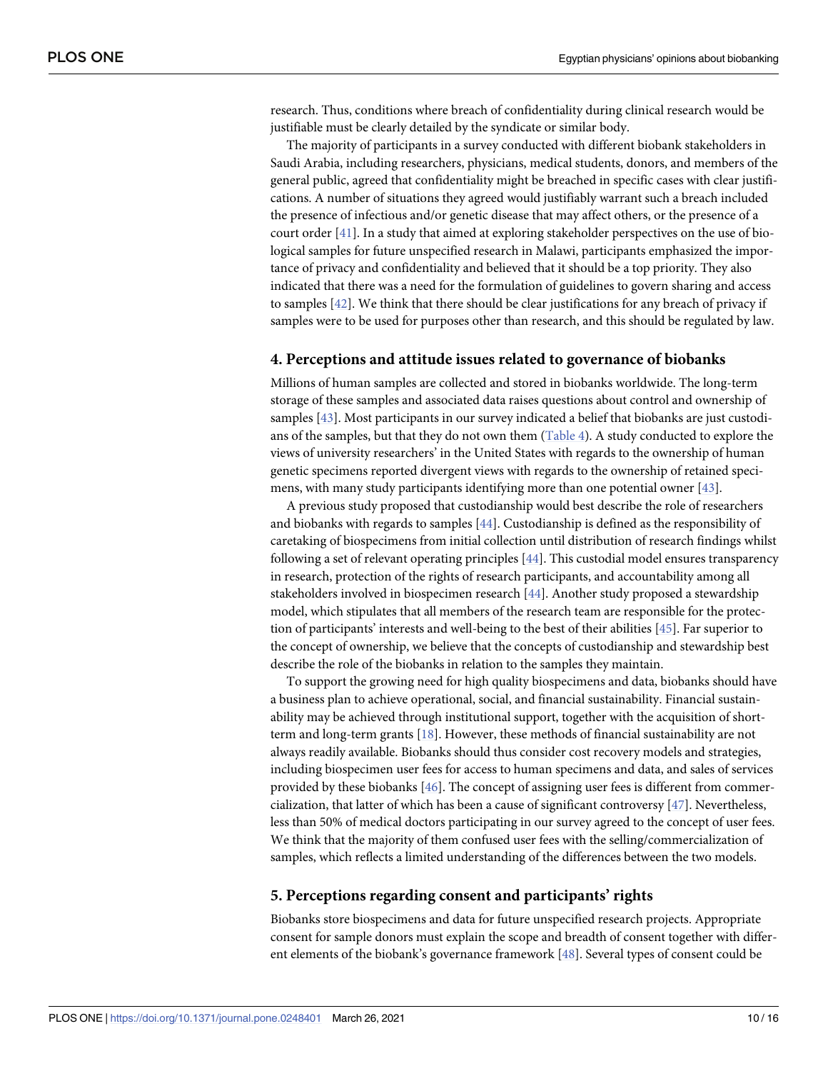research. Thus, conditions where breach of confidentiality during clinical research would be justifiable must be clearly detailed by the syndicate or similar body.

The majority of participants in a survey conducted with different biobank stakeholders in Saudi Arabia, including researchers, physicians, medical students, donors, and members of the general public, agreed that confidentiality might be breached in specific cases with clear justifications. A number of situations they agreed would justifiably warrant such a breach included the presence of infectious and/or genetic disease that may affect others, or the presence of a court order [41]. In a study that aimed at exploring stakeholder perspectives on the use of biological samples for future unspecified research in Malawi, participants emphasized the importance of privacy and confidentiality and believed that it should be a top priority. They also indicated that there was a need for the formulation of guidelines to govern sharing and access to samples [42]. We think that there should be clear justifications for any breach of privacy if samples were to be used for purposes other than research, and this should be regulated by law.

## 4. Perceptions and attitude issues related to governance of biobanks

Millions of human samples are collected and stored in biobanks worldwide. The long-term storage of these samples and associated data raises questions about control and ownership of samples [43]. Most participants in our survey indicated a belief that biobanks are just custodians of the samples, but that they do not own them (Table 4). A study conducted to explore the views of university researchers' in the United States with regards to the ownership of human genetic specimens reported divergent views with regards to the ownership of retained specimens, with many study participants identifying more than one potential owner [43].

A previous study proposed that custodianship would best describe the role of researchers and biobanks with regards to samples [44]. Custodianship is defined as the responsibility of caretaking of biospecimens from initial collection until distribution of research findings whilst following a set of relevant operating principles [44]. This custodial model ensures transparency in research, protection of the rights of research participants, and accountability among all stakeholders involved in biospecimen research [44]. Another study proposed a stewardship model, which stipulates that all members of the research team are responsible for the protection of participants' interests and well-being to the best of their abilities [45]. Far superior to the concept of ownership, we believe that the concepts of custodianship and stewardship best describe the role of the biobanks in relation to the samples they maintain.

To support the growing need for high quality biospecimens and data, biobanks should have a business plan to achieve operational, social, and financial sustainability. Financial sustainability may be achieved through institutional support, together with the acquisition of short-term and long-term grants [18]. However, these methods of financial sustainability are not always readily available. Biobanks should thus consider cost recovery models and strategies, including biospecimen user fees for access to human specimens and data, and sales of services provided by these biobanks [46]. The concept of assigning user fees is different from commercialization, that latter of which has been a cause of significant controversy [47]. Nevertheless, less than 50% of medical doctors participating in our survey agreed to the concept of user fees. We think that the majority of them confused user fees with the selling/commercialization of samples, which reflects a limited understanding of the differences between the two models.

## 5. Perceptions regarding consent and participants' rights

Biobanks store biospecimens and data for future unspecified research projects. Appropriate consent for sample donors must explain the scope and breadth of consent together with different elements of the biobank's governance framework [48]. Several types of consent could be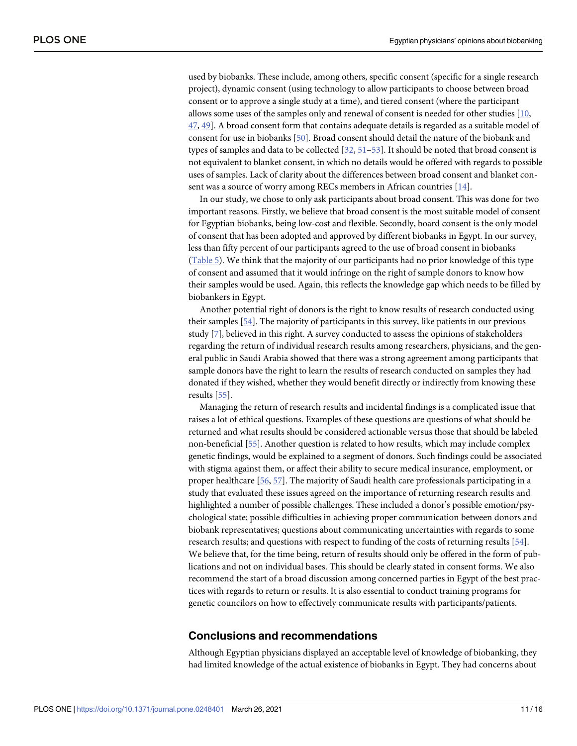used by biobanks. These include, among others, specific consent (specific for a single research project), dynamic consent (using technology to allow participants to choose between broad consent or to approve a single study at a time), and tiered consent (where the participant allows some uses of the samples only and renewal of consent is needed for other studies [10, 47, 49]. A broad consent form that contains adequate details is regarded as a suitable model of consent for use in biobanks [50]. Broad consent should detail the nature of the biobank and types of samples and data to be collected [32, 51–53]. It should be noted that broad consent is not equivalent to blanket consent, in which no details would be offered with regards to possible uses of samples. Lack of clarity about the differences between broad consent and blanket consent was a source of worry among RECs members in African countries [14].

In our study, we chose to only ask participants about broad consent. This was done for two important reasons. Firstly, we believe that broad consent is the most suitable model of consent for Egyptian biobanks, being low-cost and flexible. Secondly, board consent is the only model of consent that has been adopted and approved by different biobanks in Egypt. In our survey, less than fifty percent of our participants agreed to the use of broad consent in biobanks (Table 5). We think that the majority of our participants had no prior knowledge of this type of consent and assumed that it would infringe on the right of sample donors to know how their samples would be used. Again, this reflects the knowledge gap which needs to be filled by biobankers in Egypt.

Another potential right of donors is the right to know results of research conducted using their samples [54]. The majority of participants in this survey, like patients in our previous study [7], believed in this right. A survey conducted to assess the opinions of stakeholders regarding the return of individual research results among researchers, physicians, and the general public in Saudi Arabia showed that there was a strong agreement among participants that sample donors have the right to learn the results of research conducted on samples they had donated if they wished, whether they would benefit directly or indirectly from knowing these results [55].

Managing the return of research results and incidental findings is a complicated issue that raises a lot of ethical questions. Examples of these questions are questions of what should be returned and what results should be considered actionable versus those that should be labeled non-beneficial [55]. Another question is related to how results, which may include complex genetic findings, would be explained to a segment of donors. Such findings could be associated with stigma against them, or affect their ability to secure medical insurance, employment, or proper healthcare [56, 57]. The majority of Saudi health care professionals participating in a study that evaluated these issues agreed on the importance of returning research results and highlighted a number of possible challenges. These included a donor's possible emotion/psychological state; possible difficulties in achieving proper communication between donors and biobank representatives; questions about communicating uncertainties with regards to some research results; and questions with respect to funding of the costs of returning results [54]. We believe that, for the time being, return of results should only be offered in the form of publications and not on individual bases. This should be clearly stated in consent forms. We also recommend the start of a broad discussion among concerned parties in Egypt of the best practices with regards to return or results. It is also essential to conduct training programs for genetic councilors on how to effectively communicate results with participants/patients.

## Conclusions and recommendations

Although Egyptian physicians displayed an acceptable level of knowledge of biobanking, they had limited knowledge of the actual existence of biobanks in Egypt. They had concerns about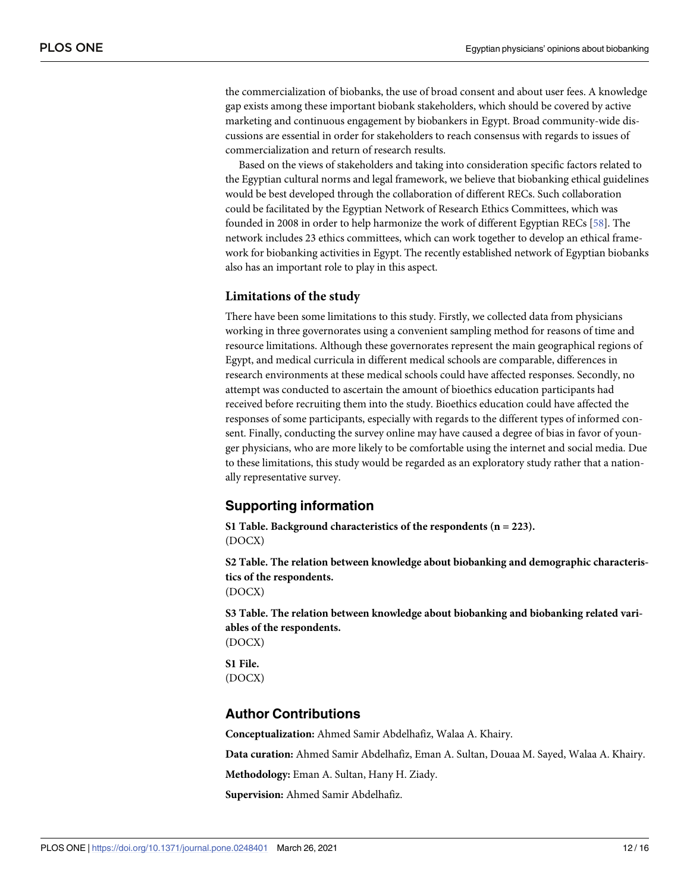the commercialization of biobanks, the use of broad consent and about user fees. A knowledge gap exists among these important biobank stakeholders, which should be covered by active marketing and continuous engagement by biobankers in Egypt. Broad community-wide discussions are essential in order for stakeholders to reach consensus with regards to issues of commercialization and return of research results.

Based on the views of stakeholders and taking into consideration specific factors related to the Egyptian cultural norms and legal framework, we believe that biobanking ethical guidelines would be best developed through the collaboration of different RECs. Such collaboration could be facilitated by the Egyptian Network of Research Ethics Committees, which was founded in 2008 in order to help harmonize the work of different Egyptian RECs [58]. The network includes 23 ethics committees, which can work together to develop an ethical framework for biobanking activities in Egypt. The recently established network of Egyptian biobanks also has an important role to play in this aspect.

### Limitations of the study

There have been some limitations to this study. Firstly, we collected data from physicians working in three governorates using a convenient sampling method for reasons of time and resource limitations. Although these governorates represent the main geographical regions of Egypt, and medical curricula in different medical schools are comparable, differences in research environments at these medical schools could have affected responses. Secondly, no attempt was conducted to ascertain the amount of bioethics education participants had received before recruiting them into the study. Bioethics education could have affected the responses of some participants, especially with regards to the different types of informed consent. Finally, conducting the survey online may have caused a degree of bias in favor of younger physicians, who are more likely to be comfortable using the internet and social media. Due to these limitations, this study would be regarded as an exploratory study rather that a nationally representative survey.

## Supporting information

**S1 Table. Background characteristics of the respondents (n = 223).**
(DOCX)

**S2 Table. The relation between knowledge about biobanking and demographic characteristics of the respondents.**
(DOCX)

**S3 Table. The relation between knowledge about biobanking and biobanking related variables of the respondents.**
(DOCX)

**S1 File.**
(DOCX)

## Author Contributions

**Conceptualization:** Ahmed Samir Abdelhafiz, Walaa A. Khairy.

**Data curation:** Ahmed Samir Abdelhafiz, Eman A. Sultan, Douaa M. Sayed, Walaa A. Khairy.

**Methodology:** Eman A. Sultan, Hany H. Ziady.

**Supervision:** Ahmed Samir Abdelhafiz.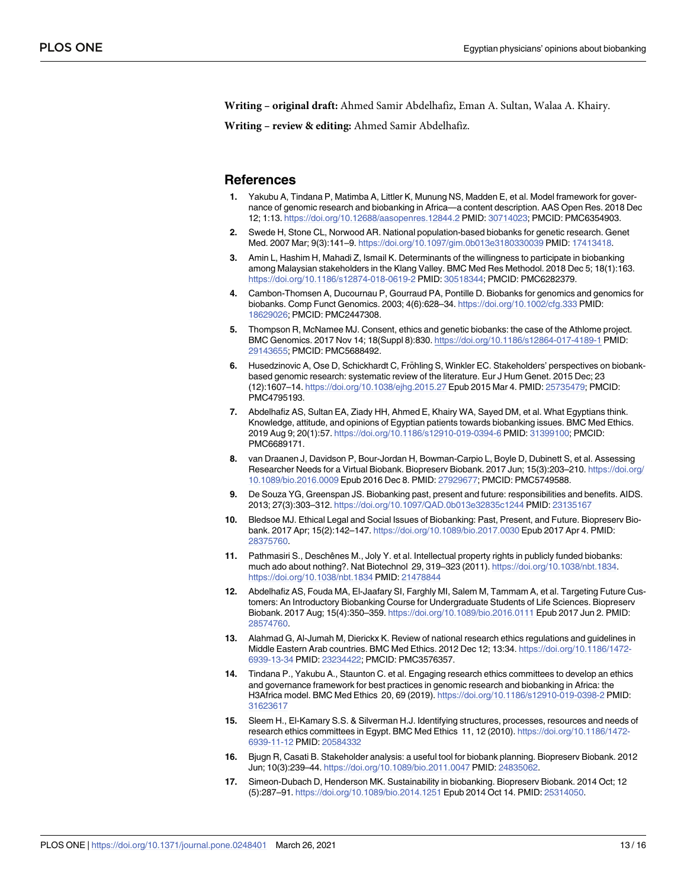**Writing – original draft:** Ahmed Samir Abdelhafiz, Eman A. Sultan, Walaa A. Khairy.

**Writing – review & editing:** Ahmed Samir Abdelhafiz.

## References

1. Yakubu A, Tindana P, Matimba A, Littler K, Munung NS, Madden E, et al. Model framework for governance of genomic research and biobanking in Africa—a content description. AAS Open Res. 2018 Dec 12; 1:13. https://doi.org/10.12688/aasopenres.12844.2 PMID: 30714023; PMCID: PMC6354903.
2. Swede H, Stone CL, Norwood AR. National population-based biobanks for genetic research. Genet Med. 2007 Mar; 9(3):141–9. https://doi.org/10.1097/gim.0b013e3180330039 PMID: 17413418.
3. Amin L, Hashim H, Mahadi Z, Ismail K. Determinants of the willingness to participate in biobanking among Malaysian stakeholders in the Klang Valley. BMC Med Res Methodol. 2018 Dec 5; 18(1):163. https://doi.org/10.1186/s12874-018-0619-2 PMID: 30518344; PMCID: PMC6282379.
4. Cambon-Thomsen A, Ducournau P, Gourraud PA, Pontille D. Biobanks for genomics and genomics for biobanks. Comp Funct Genomics. 2003; 4(6):628–34. https://doi.org/10.1002/cfg.333 PMID: 18629026; PMCID: PMC2447308.
5. Thompson R, McNamee MJ. Consent, ethics and genetic biobanks: the case of the Athlome project. BMC Genomics. 2017 Nov 14; 18(Suppl 8):830. https://doi.org/10.1186/s12864-017-4189-1 PMID: 29143655; PMCID: PMC5688492.
6. Husedzinovic A, Ose D, Schickhardt C, Fröhling S, Winkler EC. Stakeholders' perspectives on biobank-based genomic research: systematic review of the literature. Eur J Hum Genet. 2015 Dec; 23 (12):1607–14. https://doi.org/10.1038/ejhg.2015.27 Epub 2015 Mar 4. PMID: 25735479; PMCID: PMC4795193.
7. Abdelhafiz AS, Sultan EA, Ziady HH, Ahmed E, Khairy WA, Sayed DM, et al. What Egyptians think. Knowledge, attitude, and opinions of Egyptian patients towards biobanking issues. BMC Med Ethics. 2019 Aug 9; 20(1):57. https://doi.org/10.1186/s12910-019-0394-6 PMID: 31399100; PMCID: PMC6689171.
8. van Draanen J, Davidson P, Bour-Jordan H, Bowman-Carpio L, Boyle D, Dubinett S, et al. Assessing Researcher Needs for a Virtual Biobank. Biopreserv Biobank. 2017 Jun; 15(3):203–210. https://doi.org/10.1089/bio.2016.0009 Epub 2016 Dec 8. PMID: 27929677; PMCID: PMC5749588.
9. De Souza YG, Greenspan JS. Biobanking past, present and future: responsibilities and benefits. AIDS. 2013; 27(3):303–312. https://doi.org/10.1097/QAD.0b013e32835c1244 PMID: 23135167
10. Bledsoe MJ. Ethical Legal and Social Issues of Biobanking: Past, Present, and Future. Biopreserv Biobank. 2017 Apr; 15(2):142–147. https://doi.org/10.1089/bio.2017.0030 Epub 2017 Apr 4. PMID: 28375760.
11. Pathmasiri S., Deschênes M., Joly Y. et al. Intellectual property rights in publicly funded biobanks: much ado about nothing?. Nat Biotechnol 29, 319–323 (2011). https://doi.org/10.1038/nbt.1834. https://doi.org/10.1038/nbt.1834 PMID: 21478844
12. Abdelhafiz AS, Fouda MA, El-Jaafary SI, Farghly MI, Salem M, Tammam A, et al. Targeting Future Customers: An Introductory Biobanking Course for Undergraduate Students of Life Sciences. Biopreserv Biobank. 2017 Aug; 15(4):350–359. https://doi.org/10.1089/bio.2016.0111 Epub 2017 Jun 2. PMID: 28574760.
13. Alahmad G, Al-Jumah M, Dierickx K. Review of national research ethics regulations and guidelines in Middle Eastern Arab countries. BMC Med Ethics. 2012 Dec 12; 13:34. https://doi.org/10.1186/1472-6939-13-34 PMID: 23234422; PMCID: PMC3576357.
14. Tindana P., Yakubu A., Staunton C. et al. Engaging research ethics committees to develop an ethics and governance framework for best practices in genomic research and biobanking in Africa: the H3Africa model. BMC Med Ethics 20, 69 (2019). https://doi.org/10.1186/s12910-019-0398-2 PMID: 31623617
15. Sleem H., El-Kamary S.S. & Silverman H.J. Identifying structures, processes, resources and needs of research ethics committees in Egypt. BMC Med Ethics 11, 12 (2010). https://doi.org/10.1186/1472-6939-11-12 PMID: 20584332
16. Bjugn R, Casati B. Stakeholder analysis: a useful tool for biobank planning. Biopreserv Biobank. 2012 Jun; 10(3):239–44. https://doi.org/10.1089/bio.2011.0047 PMID: 24835062.
17. Simeon-Dubach D, Henderson MK. Sustainability in biobanking. Biopreserv Biobank. 2014 Oct; 12 (5):287–91. https://doi.org/10.1089/bio.2014.1251 Epub 2014 Oct 14. PMID: 25314050.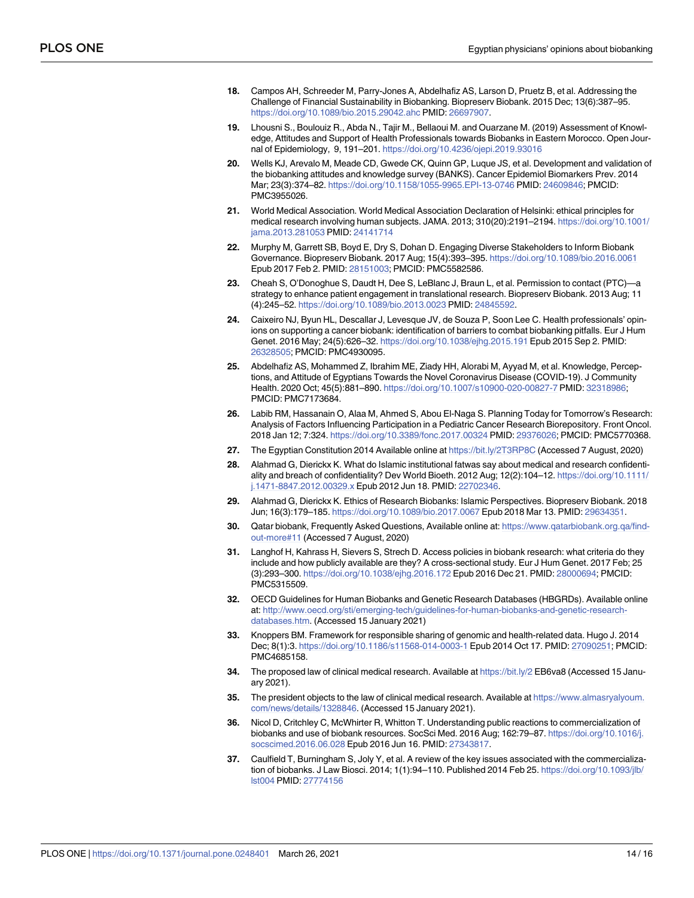18. Campos AH, Schreeder M, Parry-Jones A, Abdelhafiz AS, Larson D, Pruetz B, et al. Addressing the Challenge of Financial Sustainability in Biobanking. Biopreserv Biobank. 2015 Dec; 13(6):387–95. https://doi.org/10.1089/bio.2015.29042.ahc PMID: 26697907.

19. Lhousni S., Boulouiz R., Abda N., Tajir M., Bellaoui M. and Ouarzane M. (2019) Assessment of Knowledge, Attitudes and Support of Health Professionals towards Biobanks in Eastern Morocco. Open Journal of Epidemiology, 9, 191–201. https://doi.org/10.4236/ojepi.2019.93016

20. Wells KJ, Arevalo M, Meade CD, Gwede CK, Quinn GP, Luque JS, et al. Development and validation of the biobanking attitudes and knowledge survey (BANKS). Cancer Epidemiol Biomarkers Prev. 2014 Mar; 23(3):374–82. https://doi.org/10.1158/1055-9965.EPI-13-0746 PMID: 24609846; PMCID: PMC3955026.

21. World Medical Association. World Medical Association Declaration of Helsinki: ethical principles for medical research involving human subjects. JAMA. 2013; 310(20):2191–2194. https://doi.org/10.1001/jama.2013.281053 PMID: 24141714

22. Murphy M, Garrett SB, Boyd E, Dry S, Dohan D. Engaging Diverse Stakeholders to Inform Biobank Governance. Biopreserv Biobank. 2017 Aug; 15(4):393–395. https://doi.org/10.1089/bio.2016.0061 Epub 2017 Feb 2. PMID: 28151003; PMCID: PMC5582586.

23. Cheah S, O'Donoghue S, Daudt H, Dee S, LeBlanc J, Braun L, et al. Permission to contact (PTC)—a strategy to enhance patient engagement in translational research. Biopreserv Biobank. 2013 Aug; 11 (4):245–52. https://doi.org/10.1089/bio.2013.0023 PMID: 24845592.

24. Caixeiro NJ, Byun HL, Descallar J, Levesque JV, de Souza P, Soon Lee C. Health professionals' opinions on supporting a cancer biobank: identification of barriers to combat biobanking pitfalls. Eur J Hum Genet. 2016 May; 24(5):626–32. https://doi.org/10.1038/ejhg.2015.191 Epub 2015 Sep 2. PMID: 26328505; PMCID: PMC4930095.

25. Abdelhafiz AS, Mohammed Z, Ibrahim ME, Ziady HH, Alorabi M, Ayyad M, et al. Knowledge, Perceptions, and Attitude of Egyptians Towards the Novel Coronavirus Disease (COVID-19). J Community Health. 2020 Oct; 45(5):881–890. https://doi.org/10.1007/s10900-020-00827-7 PMID: 32318986; PMCID: PMC7173684.

26. Labib RM, Hassanain O, Alaa M, Ahmed S, Abou El-Naga S. Planning Today for Tomorrow's Research: Analysis of Factors Influencing Participation in a Pediatric Cancer Research Biorepository. Front Oncol. 2018 Jan 12; 7:324. https://doi.org/10.3389/fonc.2017.00324 PMID: 29376026; PMCID: PMC5770368.

27. The Egyptian Constitution 2014 Available online at https://bit.ly/2T3RP8C (Accessed 7 August, 2020)

28. Alahmad G, Dierickx K. What do Islamic institutional fatwas say about medical and research confidentiality and breach of confidentiality? Dev World Bioeth. 2012 Aug; 12(2):104–12. https://doi.org/10.1111/j.1471-8847.2012.00329.x Epub 2012 Jun 18. PMID: 22702346.

29. Alahmad G, Dierickx K. Ethics of Research Biobanks: Islamic Perspectives. Biopreserv Biobank. 2018 Jun; 16(3):179–185. https://doi.org/10.1089/bio.2017.0067 Epub 2018 Mar 13. PMID: 29634351.

30. Qatar biobank, Frequently Asked Questions, Available online at: https://www.qatarbiobank.org.qa/find-out-more#11 (Accessed 7 August, 2020)

31. Langhof H, Kahrass H, Sievers S, Strech D. Access policies in biobank research: what criteria do they include and how publicly available are they? A cross-sectional study. Eur J Hum Genet. 2017 Feb; 25 (3):293–300. https://doi.org/10.1038/ejhg.2016.172 Epub 2016 Dec 21. PMID: 28000694; PMCID: PMC5315509.

32. OECD Guidelines for Human Biobanks and Genetic Research Databases (HBGRDs). Available online at: http://www.oecd.org/sti/emerging-tech/guidelines-for-human-biobanks-and-genetic-research-databases.htm. (Accessed 15 January 2021)

33. Knoppers BM. Framework for responsible sharing of genomic and health-related data. Hugo J. 2014 Dec; 8(1):3. https://doi.org/10.1186/s11568-014-0003-1 Epub 2014 Oct 17. PMID: 27090251; PMCID: PMC4685158.

34. The proposed law of clinical medical research. Available at https://bit.ly/2 EB6va8 (Accessed 15 January 2021).

35. The president objects to the law of clinical medical research. Available at https://www.almasryalyoum.com/news/details/1328846. (Accessed 15 January 2021).

36. Nicol D, Critchley C, McWhirter R, Whitton T. Understanding public reactions to commercialization of biobanks and use of biobank resources. SocSci Med. 2016 Aug; 162:79–87. https://doi.org/10.1016/j.socscimed.2016.06.028 Epub 2016 Jun 16. PMID: 27343817.

37. Caulfield T, Burningham S, Joly Y, et al. A review of the key issues associated with the commercialization of biobanks. J Law Biosci. 2014; 1(1):94–110. Published 2014 Feb 25. https://doi.org/10.1093/jlb/lst004 PMID: 27774156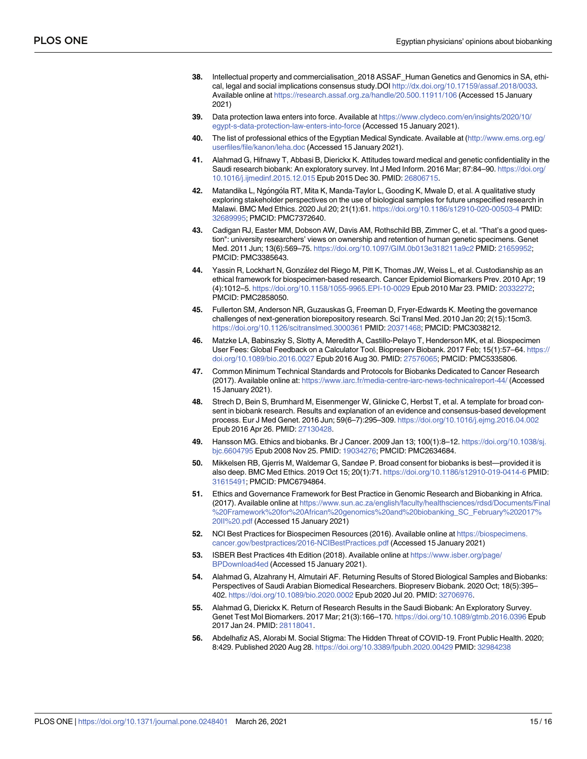38. Intellectual property and commercialisation_2018 ASSAF_Human Genetics and Genomics in SA, ethical, legal and social implications consensus study.DOI http://dx.doi.org/10.17159/assaf.2018/0033. Available online at https://research.assaf.org.za/handle/20.500.11911/106 (Accessed 15 January 2021)
39. Data protection lawa enters into force. Available at https://www.clydeco.com/en/insights/2020/10/egypt-s-data-protection-law-enters-into-force (Accessed 15 January 2021).
40. The list of professional ethics of the Egyptian Medical Syndicate. Available at (http://www.ems.org.eg/userfiles/file/kanon/leha.doc (Accessed 15 January 2021).
41. Alahmad G, Hifnawy T, Abbasi B, Dierickx K. Attitudes toward medical and genetic confidentiality in the Saudi research biobank: An exploratory survey. Int J Med Inform. 2016 Mar; 87:84–90. https://doi.org/10.1016/j.ijmedinf.2015.12.015 Epub 2015 Dec 30. PMID: 26806715.
42. Matandika L, Ngóngóla RT, Mita K, Manda-Taylor L, Gooding K, Mwale D, et al. A qualitative study exploring stakeholder perspectives on the use of biological samples for future unspecified research in Malawi. BMC Med Ethics. 2020 Jul 20; 21(1):61. https://doi.org/10.1186/s12910-020-00503-4 PMID: 32689995; PMCID: PMC7372640.
43. Cadigan RJ, Easter MM, Dobson AW, Davis AM, Rothschild BB, Zimmer C, et al. "That's a good question": university researchers' views on ownership and retention of human genetic specimens. Genet Med. 2011 Jun; 13(6):569–75. https://doi.org/10.1097/GIM.0b013e318211a9c2 PMID: 21659952; PMCID: PMC3385643.
44. Yassin R, Lockhart N, González del Riego M, Pitt K, Thomas JW, Weiss L, et al. Custodianship as an ethical framework for biospecimen-based research. Cancer Epidemiol Biomarkers Prev. 2010 Apr; 19 (4):1012–5. https://doi.org/10.1158/1055-9965.EPI-10-0029 Epub 2010 Mar 23. PMID: 20332272; PMCID: PMC2858050.
45. Fullerton SM, Anderson NR, Guzauskas G, Freeman D, Fryer-Edwards K. Meeting the governance challenges of next-generation biorepository research. Sci Transl Med. 2010 Jan 20; 2(15):15cm3. https://doi.org/10.1126/scitranslmed.3000361 PMID: 20371468; PMCID: PMC3038212.
46. Matzke LA, Babinszky S, Slotty A, Meredith A, Castillo-Pelayo T, Henderson MK, et al. Biospecimen User Fees: Global Feedback on a Calculator Tool. Biopreserv Biobank. 2017 Feb; 15(1):57–64. https://doi.org/10.1089/bio.2016.0027 Epub 2016 Aug 30. PMID: 27576065; PMCID: PMC5335806.
47. Common Minimum Technical Standards and Protocols for Biobanks Dedicated to Cancer Research (2017). Available online at: https://www.iarc.fr/media-centre-iarc-news-technicalreport-44/ (Accessed 15 January 2021).
48. Strech D, Bein S, Brumhard M, Eisenmenger W, Glinicke C, Herbst T, et al. A template for broad consent in biobank research. Results and explanation of an evidence and consensus-based development process. Eur J Med Genet. 2016 Jun; 59(6–7):295–309. https://doi.org/10.1016/j.ejmg.2016.04.002 Epub 2016 Apr 26. PMID: 27130428.
49. Hansson MG. Ethics and biobanks. Br J Cancer. 2009 Jan 13; 100(1):8–12. https://doi.org/10.1038/sj.bjc.6604795 Epub 2008 Nov 25. PMID: 19034276; PMCID: PMC2634684.
50. Mikkelsen RB, Gjerris M, Waldemar G, Sandøe P. Broad consent for biobanks is best—provided it is also deep. BMC Med Ethics. 2019 Oct 15; 20(1):71. https://doi.org/10.1186/s12910-019-0414-6 PMID: 31615491; PMCID: PMC6794864.
51. Ethics and Governance Framework for Best Practice in Genomic Research and Biobanking in Africa. (2017). Available online at https://www.sun.ac.za/english/faculty/healthsciences/rdsd/Documents/Final%20Framework%20for%20African%20genomics%20and%20biobanking_SC_February%202017%20II%20.pdf (Accessed 15 January 2021)
52. NCI Best Practices for Biospecimen Resources (2016). Available online at https://biospecimens.cancer.gov/bestpractices/2016-NCIBestPractices.pdf (Accessed 15 January 2021)
53. ISBER Best Practices 4th Edition (2018). Available online at https://www.isber.org/page/BPDownload4ed (Accessed 15 January 2021).
54. Alahmad G, Alzahrany H, Almutairi AF. Returning Results of Stored Biological Samples and Biobanks: Perspectives of Saudi Arabian Biomedical Researchers. Biopreserv Biobank. 2020 Oct; 18(5):395–402. https://doi.org/10.1089/bio.2020.0002 Epub 2020 Jul 20. PMID: 32706976.
55. Alahmad G, Dierickx K. Return of Research Results in the Saudi Biobank: An Exploratory Survey. Genet Test Mol Biomarkers. 2017 Mar; 21(3):166–170. https://doi.org/10.1089/gtmb.2016.0396 Epub 2017 Jan 24. PMID: 28118041.
56. Abdelhafiz AS, Alorabi M. Social Stigma: The Hidden Threat of COVID-19. Front Public Health. 2020; 8:429. Published 2020 Aug 28. https://doi.org/10.3389/fpubh.2020.00429 PMID: 32984238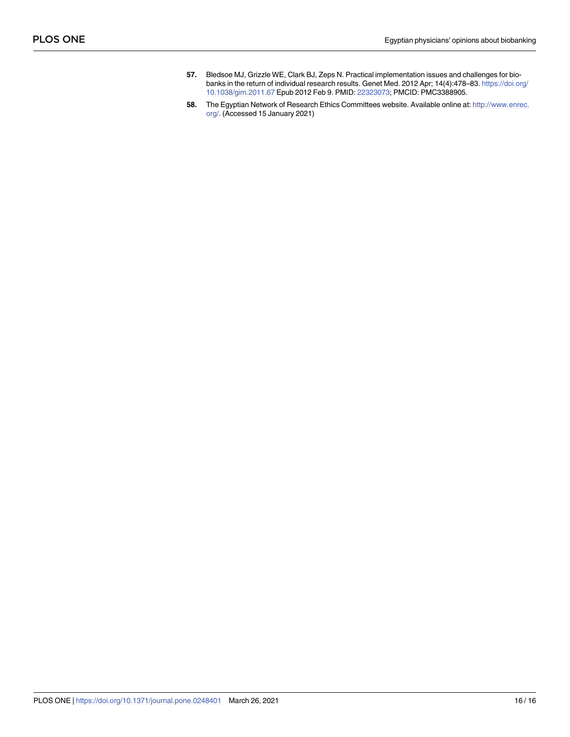57. Bledsoe MJ, Grizzle WE, Clark BJ, Zeps N. Practical implementation issues and challenges for biobanks in the return of individual research results. Genet Med. 2012 Apr; 14(4):478–83. https://doi.org/10.1038/gim.2011.67 Epub 2012 Feb 9. PMID: 22323073; PMCID: PMC3388905.

58. The Egyptian Network of Research Ethics Committees website. Available online at: http://www.enrec.org/. (Accessed 15 January 2021)